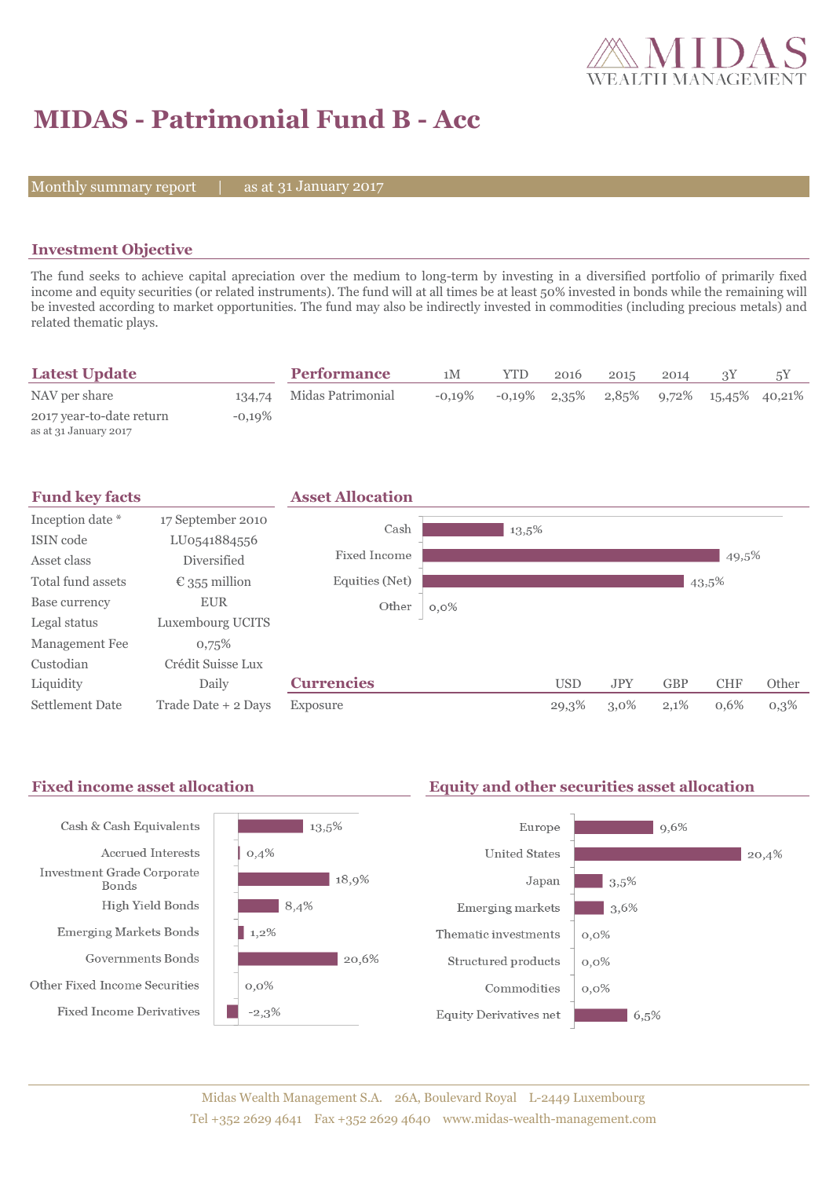# MIDAS - Patrimonial Fund B - Acc

Monthly summary report | as at 31 January 2017

## Investment Objective

The fund seeks to achieve capital apreciation over the medium to long-term by investing in a diversified portfolio of primarily fixed income and equity securities (or related instruments). The fund will at all times be at least 50% invested in bonds while the remaining will be invested according to market opportunities. The fund may also be indirectly invested in commodities (including precious metals) and related thematic plays.

## Latest Update

| | |
|---|---|
| NAV per share | 134,74 |
| 2017 year-to-date return<br>as at 31 January 2017 | -0,19% |

## Performance

| | 1M | YTD | 2016 | 2015 | 2014 | 3Y | 5Y |
|---|---|---|---|---|---|---|---|
| Midas Patrimonial | -0,19% | -0,19% | 2,35% | 2,85% | 9,72% | 15,45% | 40,21% |

## Fund key facts

| | |
|---|---|
| Inception date * | 17 September 2010 |
| ISIN code | LU0541884556 |
| Asset class | Diversified |
| Total fund assets | € 355 million |
| Base currency | EUR |
| Legal status | Luxembourg UCITS |
| Management Fee | 0,75% |
| Custodian | Crédit Suisse Lux |
| Liquidity | Daily |
| Settlement Date | Trade Date + 2 Days |

## Asset Allocation

| | |
|---|---|
| Cash | 13,5% |
| Fixed Income | 49,5% |
| Equities (Net) | 43,5% |
| Other | 0,0% |

## Currencies

| | USD | JPY | GBP | CHF | Other |
|---|---|---|---|---|---|
| Exposure | 29,3% | 3,0% | 2,1% | 0,6% | 0,3% |

## Fixed income asset allocation

| | |
|---|---|
| Cash & Cash Equivalents | 13,5% |
| Accrued Interests | 0,4% |
| Investment Grade Corporate Bonds | 18,9% |
| High Yield Bonds | 8,4% |
| Emerging Markets Bonds | 1,2% |
| Governments Bonds | 20,6% |
| Other Fixed Income Securities | 0,0% |
| Fixed Income Derivatives | -2,3% |

## Equity and other securities asset allocation

| | |
|---|---|
| Europe | 9,6% |
| United States | 20,4% |
| Japan | 3,5% |
| Emerging markets | 3,6% |
| Thematic investments | 0,0% |
| Structured products | 0,0% |
| Commodities | 0,0% |
| Equity Derivatives net | 6,5% |

Midas Wealth Management S.A. 26A, Boulevard Royal L-2449 Luxembourg
Tel +352 2629 4641 Fax +352 2629 4640 www.midas-wealth-management.com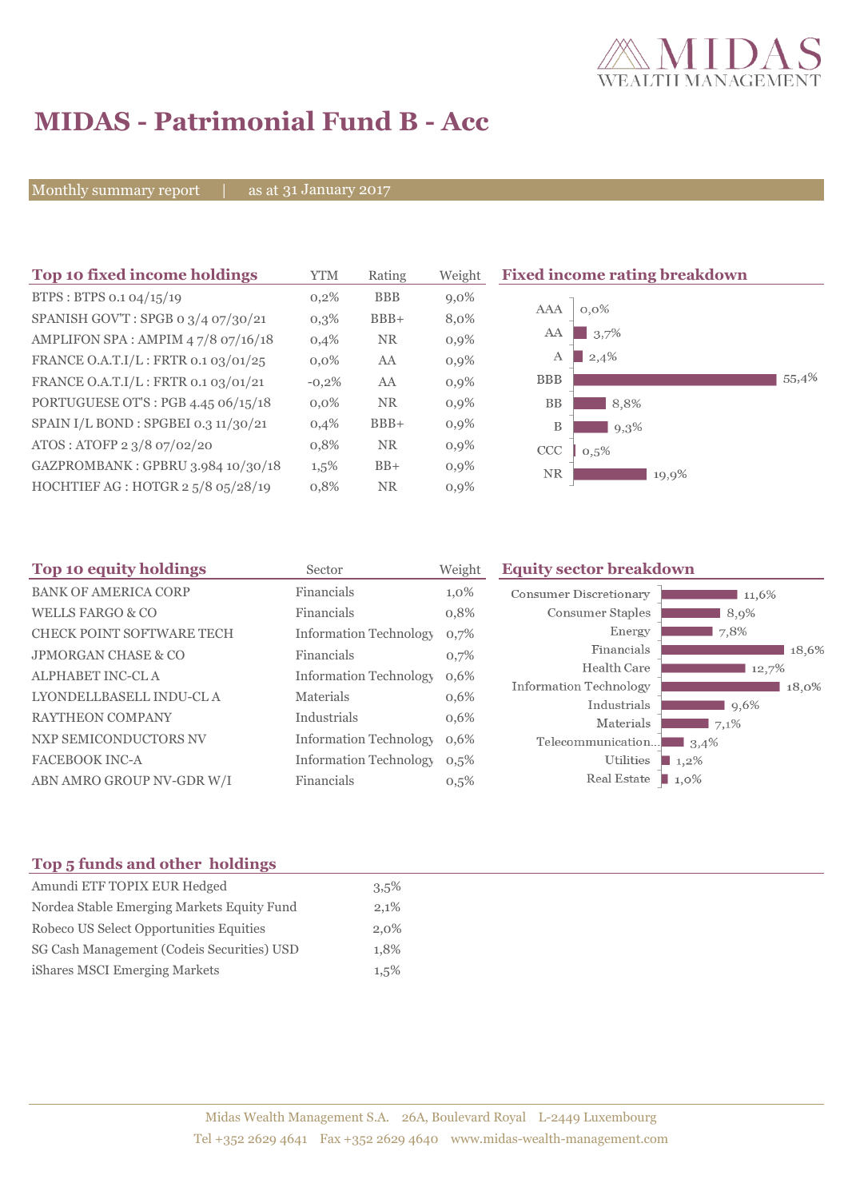# MIDAS - Patrimonial Fund B - Acc

Monthly summary report | as at 31 January 2017

## Top 10 fixed income holdings

| Top 10 fixed income holdings | YTM | Rating | Weight |
|---|---|---|---|
| BTPS : BTPS 0.1 04/15/19 | 0,2% | BBB | 9,0% |
| SPANISH GOV'T : SPGB 0 3/4 07/30/21 | 0,3% | BBB+ | 8,0% |
| AMPLIFON SPA : AMPIM 4 7/8 07/16/18 | 0,4% | NR | 0,9% |
| FRANCE O.A.T.I/L : FRTR 0.1 03/01/25 | 0,0% | AA | 0,9% |
| FRANCE O.A.T.I/L : FRTR 0.1 03/01/21 | -0,2% | AA | 0,9% |
| PORTUGUESE OT'S : PGB 4.45 06/15/18 | 0,0% | NR | 0,9% |
| SPAIN I/L BOND : SPGBEI 0.3 11/30/21 | 0,4% | BBB+ | 0,9% |
| ATOS : ATOFP 2 3/8 07/02/20 | 0,8% | NR | 0,9% |
| GAZPROMBANK : GPBRU 3.984 10/30/18 | 1,5% | BB+ | 0,9% |
| HOCHTIEF AG : HOTGR 2 5/8 05/28/19 | 0,8% | NR | 0,9% |

## Fixed income rating breakdown

| Rating | Weight |
|---|---|
| AAA | 0,0% |
| AA | 3,7% |
| A | 2,4% |
| BBB | 55,4% |
| BB | 8,8% |
| B | 9,3% |
| CCC | 0,5% |
| NR | 19,9% |

## Top 10 equity holdings

| Top 10 equity holdings | Sector | Weight |
|---|---|---|
| BANK OF AMERICA CORP | Financials | 1,0% |
| WELLS FARGO & CO | Financials | 0,8% |
| CHECK POINT SOFTWARE TECH | Information Technology | 0,7% |
| JPMORGAN CHASE & CO | Financials | 0,7% |
| ALPHABET INC-CL A | Information Technology | 0,6% |
| LYONDELLBASELL INDU-CL A | Materials | 0,6% |
| RAYTHEON COMPANY | Industrials | 0,6% |
| NXP SEMICONDUCTORS NV | Information Technology | 0,6% |
| FACEBOOK INC-A | Information Technology | 0,5% |
| ABN AMRO GROUP NV-GDR W/I | Financials | 0,5% |

## Equity sector breakdown

| Sector | Weight |
|---|---|
| Consumer Discretionary | 11,6% |
| Consumer Staples | 8,9% |
| Energy | 7,8% |
| Financials | 18,6% |
| Health Care | 12,7% |
| Information Technology | 18,0% |
| Industrials | 9,6% |
| Materials | 7,1% |
| Telecommunication... | 3,4% |
| Utilities | 1,2% |
| Real Estate | 1,0% |

## Top 5 funds and other holdings

| Top 5 funds and other holdings | |
|---|---|
| Amundi ETF TOPIX EUR Hedged | 3,5% |
| Nordea Stable Emerging Markets Equity Fund | 2,1% |
| Robeco US Select Opportunities Equities | 2,0% |
| SG Cash Management (Codeis Securities) USD | 1,8% |
| iShares MSCI Emerging Markets | 1,5% |

Midas Wealth Management S.A. 26A, Boulevard Royal L-2449 Luxembourg
Tel +352 2629 4641 Fax +352 2629 4640 www.midas-wealth-management.com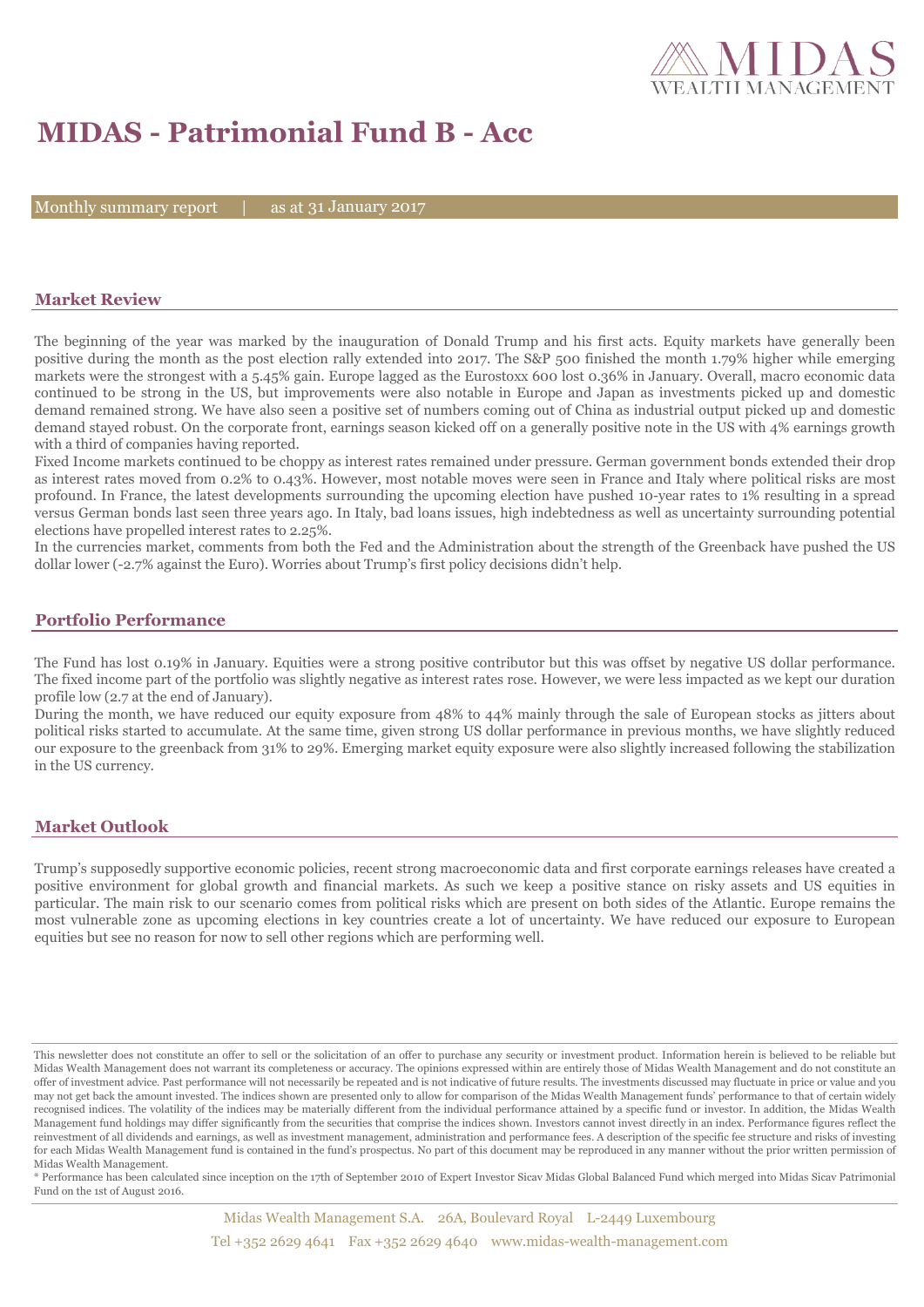# MIDAS - Patrimonial Fund B - Acc

Monthly summary report | as at 31 January 2017

## Market Review

The beginning of the year was marked by the inauguration of Donald Trump and his first acts. Equity markets have generally been positive during the month as the post election rally extended into 2017. The S&P 500 finished the month 1.79% higher while emerging markets were the strongest with a 5.45% gain. Europe lagged as the Eurostoxx 600 lost 0.36% in January. Overall, macro economic data continued to be strong in the US, but improvements were also notable in Europe and Japan as investments picked up and domestic demand remained strong. We have also seen a positive set of numbers coming out of China as industrial output picked up and domestic demand stayed robust. On the corporate front, earnings season kicked off on a generally positive note in the US with 4% earnings growth with a third of companies having reported.

Fixed Income markets continued to be choppy as interest rates remained under pressure. German government bonds extended their drop as interest rates moved from 0.2% to 0.43%. However, most notable moves were seen in France and Italy where political risks are most profound. In France, the latest developments surrounding the upcoming election have pushed 10-year rates to 1% resulting in a spread versus German bonds last seen three years ago. In Italy, bad loans issues, high indebtedness as well as uncertainty surrounding potential elections have propelled interest rates to 2.25%.

In the currencies market, comments from both the Fed and the Administration about the strength of the Greenback have pushed the US dollar lower (-2.7% against the Euro). Worries about Trump's first policy decisions didn't help.

## Portfolio Performance

The Fund has lost 0.19% in January. Equities were a strong positive contributor but this was offset by negative US dollar performance. The fixed income part of the portfolio was slightly negative as interest rates rose. However, we were less impacted as we kept our duration profile low (2.7 at the end of January).

During the month, we have reduced our equity exposure from 48% to 44% mainly through the sale of European stocks as jitters about political risks started to accumulate. At the same time, given strong US dollar performance in previous months, we have slightly reduced our exposure to the greenback from 31% to 29%. Emerging market equity exposure were also slightly increased following the stabilization in the US currency.

## Market Outlook

Trump's supposedly supportive economic policies, recent strong macroeconomic data and first corporate earnings releases have created a positive environment for global growth and financial markets. As such we keep a positive stance on risky assets and US equities in particular. The main risk to our scenario comes from political risks which are present on both sides of the Atlantic. Europe remains the most vulnerable zone as upcoming elections in key countries create a lot of uncertainty. We have reduced our exposure to European equities but see no reason for now to sell other regions which are performing well.

This newsletter does not constitute an offer to sell or the solicitation of an offer to purchase any security or investment product. Information herein is believed to be reliable but Midas Wealth Management does not warrant its completeness or accuracy. The opinions expressed within are entirely those of Midas Wealth Management and do not constitute an offer of investment advice. Past performance will not necessarily be repeated and is not indicative of future results. The investments discussed may fluctuate in price or value and you may not get back the amount invested. The indices shown are presented only to allow for comparison of the Midas Wealth Management funds' performance to that of certain widely recognised indices. The volatility of the indices may be materially different from the individual performance attained by a specific fund or investor. In addition, the Midas Wealth Management fund holdings may differ significantly from the securities that comprise the indices shown. Investors cannot invest directly in an index. Performance figures reflect the reinvestment of all dividends and earnings, as well as investment management, administration and performance fees. A description of the specific fee structure and risks of investing for each Midas Wealth Management fund is contained in the fund's prospectus. No part of this document may be reproduced in any manner without the prior written permission of Midas Wealth Management.

* Performance has been calculated since inception on the 17th of September 2010 of Expert Investor Sicav Midas Global Balanced Fund which merged into Midas Sicav Patrimonial Fund on the 1st of August 2016.

Midas Wealth Management S.A. 26A, Boulevard Royal L-2449 Luxembourg

Tel +352 2629 4641 Fax +352 2629 4640 www.midas-wealth-management.com